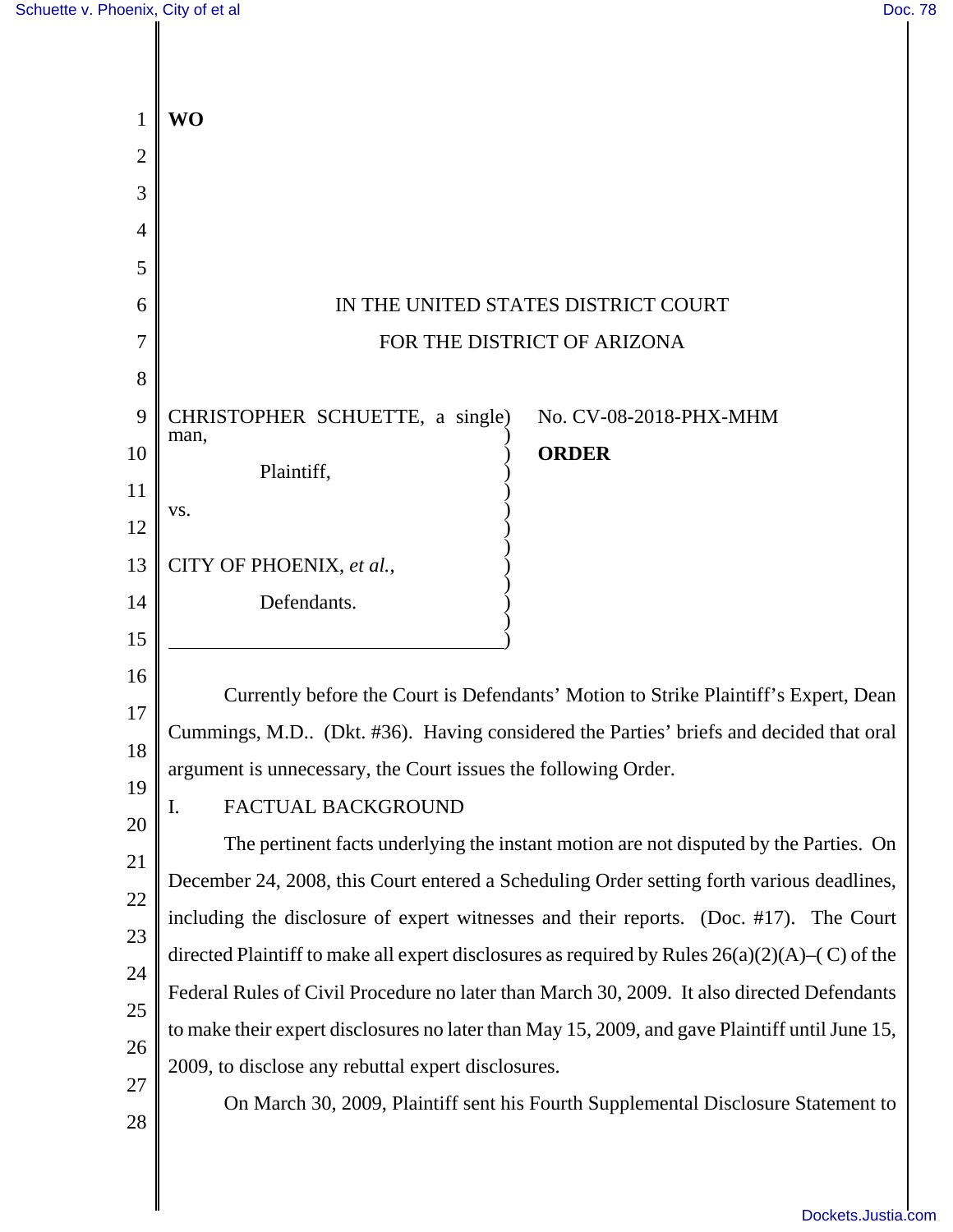**WO**

IN THE UNITED STATES DISTRICT COURT

FOR THE DISTRICT OF ARIZONA

CHRISTOPHER SCHUETTE, a single man,

Plaintiff,

vs.

CITY OF PHOENIX, *et al.*,

Defendants.

No. CV-08-2018-PHX-MHM

**ORDER**

Currently before the Court is Defendants' Motion to Strike Plaintiff's Expert, Dean Cummings, M.D.. (Dkt. #36). Having considered the Parties' briefs and decided that oral argument is unnecessary, the Court issues the following Order.

I. FACTUAL BACKGROUND

The pertinent facts underlying the instant motion are not disputed by the Parties. On December 24, 2008, this Court entered a Scheduling Order setting forth various deadlines, including the disclosure of expert witnesses and their reports. (Doc. #17). The Court directed Plaintiff to make all expert disclosures as required by Rules 26(a)(2)(A)–( C) of the Federal Rules of Civil Procedure no later than March 30, 2009. It also directed Defendants to make their expert disclosures no later than May 15, 2009, and gave Plaintiff until June 15, 2009, to disclose any rebuttal expert disclosures.

On March 30, 2009, Plaintiff sent his Fourth Supplemental Disclosure Statement to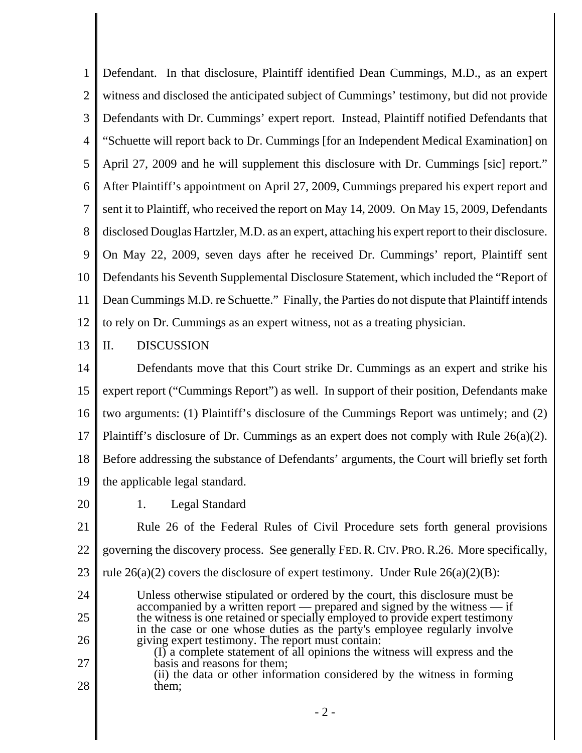Defendant. In that disclosure, Plaintiff identified Dean Cummings, M.D., as an expert witness and disclosed the anticipated subject of Cummings' testimony, but did not provide Defendants with Dr. Cummings' expert report. Instead, Plaintiff notified Defendants that "Schuette will report back to Dr. Cummings [for an Independent Medical Examination] on April 27, 2009 and he will supplement this disclosure with Dr. Cummings [sic] report." After Plaintiff's appointment on April 27, 2009, Cummings prepared his expert report and sent it to Plaintiff, who received the report on May 14, 2009. On May 15, 2009, Defendants disclosed Douglas Hartzler, M.D. as an expert, attaching his expert report to their disclosure. On May 22, 2009, seven days after he received Dr. Cummings' report, Plaintiff sent Defendants his Seventh Supplemental Disclosure Statement, which included the "Report of Dean Cummings M.D. re Schuette." Finally, the Parties do not dispute that Plaintiff intends to rely on Dr. Cummings as an expert witness, not as a treating physician.

## II. DISCUSSION

Defendants move that this Court strike Dr. Cummings as an expert and strike his expert report ("Cummings Report") as well. In support of their position, Defendants make two arguments: (1) Plaintiff's disclosure of the Cummings Report was untimely; and (2) Plaintiff's disclosure of Dr. Cummings as an expert does not comply with Rule 26(a)(2). Before addressing the substance of Defendants' arguments, the Court will briefly set forth the applicable legal standard.

### 1. Legal Standard

Rule 26 of the Federal Rules of Civil Procedure sets forth general provisions governing the discovery process. See generally FED. R. CIV. PRO. R.26. More specifically, rule 26(a)(2) covers the disclosure of expert testimony. Under Rule 26(a)(2)(B):

> Unless otherwise stipulated or ordered by the court, this disclosure must be accompanied by a written report — prepared and signed by the witness — if the witness is one retained or specially employed to provide expert testimony in the case or one whose duties as the party's employee regularly involve giving expert testimony. The report must contain:
>
> (I) a complete statement of all opinions the witness will express and the basis and reasons for them;
>
> (ii) the data or other information considered by the witness in forming them;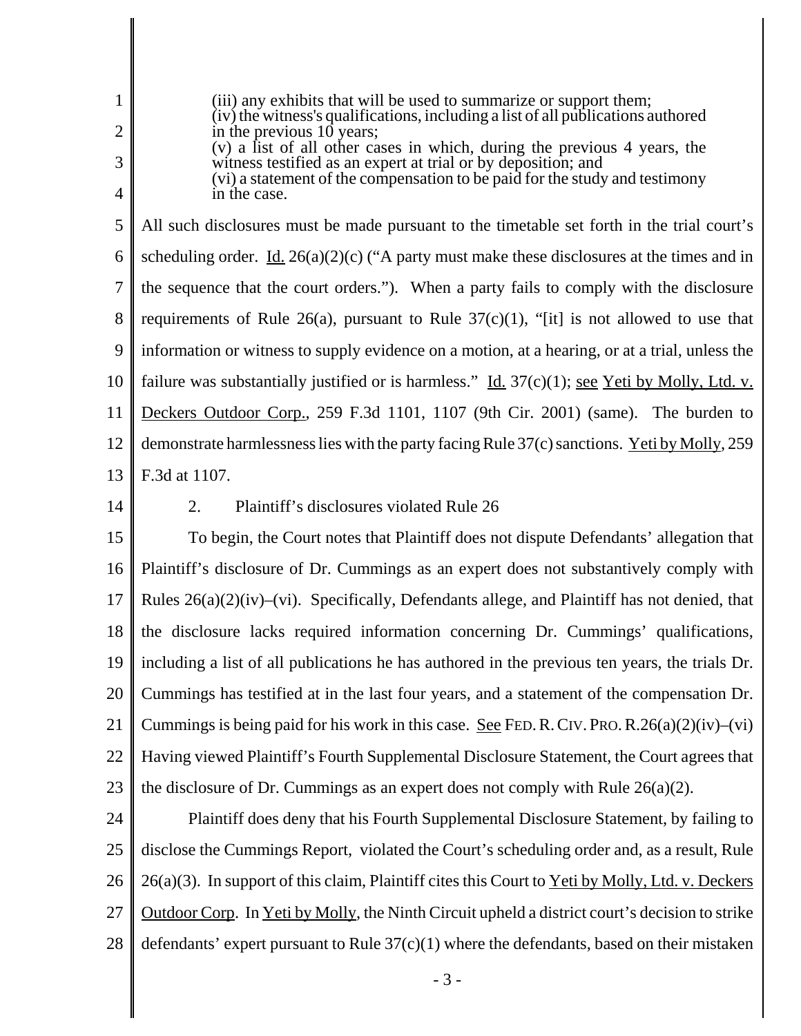> (iii) any exhibits that will be used to summarize or support them;
> (iv) the witness's qualifications, including a list of all publications authored in the previous 10 years;
> (v) a list of all other cases in which, during the previous 4 years, the witness testified as an expert at trial or by deposition; and
> (vi) a statement of the compensation to be paid for the study and testimony in the case.

All such disclosures must be made pursuant to the timetable set forth in the trial court's scheduling order. Id. 26(a)(2)(c) ("A party must make these disclosures at the times and in the sequence that the court orders."). When a party fails to comply with the disclosure requirements of Rule 26(a), pursuant to Rule 37(c)(1), "[it] is not allowed to use that information or witness to supply evidence on a motion, at a hearing, or at a trial, unless the failure was substantially justified or is harmless." Id. 37(c)(1); see Yeti by Molly, Ltd. v. Deckers Outdoor Corp., 259 F.3d 1101, 1107 (9th Cir. 2001) (same). The burden to demonstrate harmlessness lies with the party facing Rule 37(c) sanctions. Yeti by Molly, 259 F.3d at 1107.

2. Plaintiff's disclosures violated Rule 26

To begin, the Court notes that Plaintiff does not dispute Defendants' allegation that Plaintiff's disclosure of Dr. Cummings as an expert does not substantively comply with Rules 26(a)(2)(iv)–(vi). Specifically, Defendants allege, and Plaintiff has not denied, that the disclosure lacks required information concerning Dr. Cummings' qualifications, including a list of all publications he has authored in the previous ten years, the trials Dr. Cummings has testified at in the last four years, and a statement of the compensation Dr. Cummings is being paid for his work in this case. See FED. R. CIV. PRO. R.26(a)(2)(iv)–(vi) Having viewed Plaintiff's Fourth Supplemental Disclosure Statement, the Court agrees that the disclosure of Dr. Cummings as an expert does not comply with Rule 26(a)(2).

Plaintiff does deny that his Fourth Supplemental Disclosure Statement, by failing to disclose the Cummings Report, violated the Court's scheduling order and, as a result, Rule 26(a)(3). In support of this claim, Plaintiff cites this Court to Yeti by Molly, Ltd. v. Deckers Outdoor Corp. In Yeti by Molly, the Ninth Circuit upheld a district court's decision to strike defendants' expert pursuant to Rule 37(c)(1) where the defendants, based on their mistaken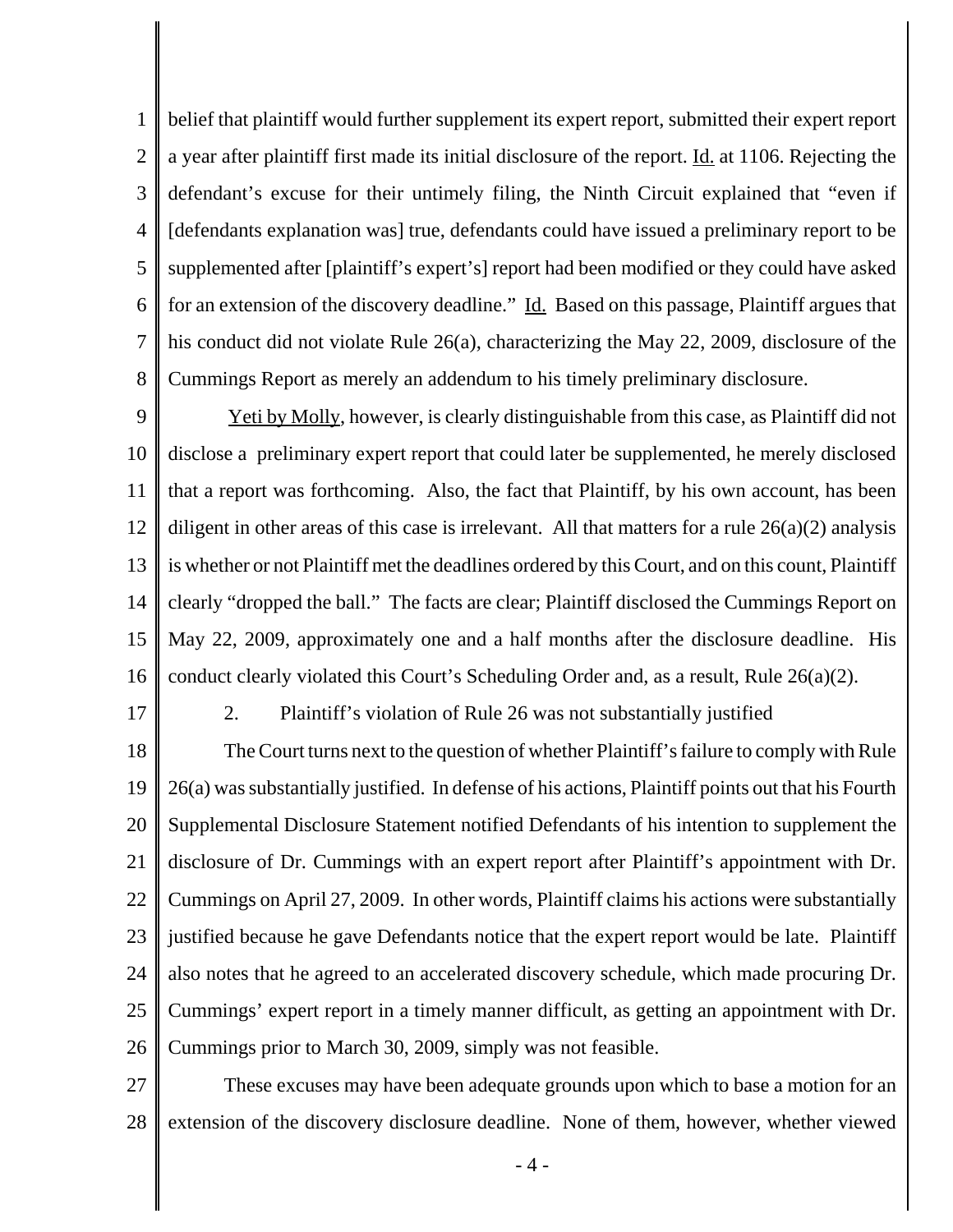belief that plaintiff would further supplement its expert report, submitted their expert report a year after plaintiff first made its initial disclosure of the report. Id. at 1106. Rejecting the defendant's excuse for their untimely filing, the Ninth Circuit explained that "even if [defendants explanation was] true, defendants could have issued a preliminary report to be supplemented after [plaintiff's expert's] report had been modified or they could have asked for an extension of the discovery deadline." Id. Based on this passage, Plaintiff argues that his conduct did not violate Rule 26(a), characterizing the May 22, 2009, disclosure of the Cummings Report as merely an addendum to his timely preliminary disclosure.

Yeti by Molly, however, is clearly distinguishable from this case, as Plaintiff did not disclose a preliminary expert report that could later be supplemented, he merely disclosed that a report was forthcoming. Also, the fact that Plaintiff, by his own account, has been diligent in other areas of this case is irrelevant. All that matters for a rule 26(a)(2) analysis is whether or not Plaintiff met the deadlines ordered by this Court, and on this count, Plaintiff clearly "dropped the ball." The facts are clear; Plaintiff disclosed the Cummings Report on May 22, 2009, approximately one and a half months after the disclosure deadline. His conduct clearly violated this Court's Scheduling Order and, as a result, Rule 26(a)(2).

2. Plaintiff's violation of Rule 26 was not substantially justified

The Court turns next to the question of whether Plaintiff's failure to comply with Rule 26(a) was substantially justified. In defense of his actions, Plaintiff points out that his Fourth Supplemental Disclosure Statement notified Defendants of his intention to supplement the disclosure of Dr. Cummings with an expert report after Plaintiff's appointment with Dr. Cummings on April 27, 2009. In other words, Plaintiff claims his actions were substantially justified because he gave Defendants notice that the expert report would be late. Plaintiff also notes that he agreed to an accelerated discovery schedule, which made procuring Dr. Cummings' expert report in a timely manner difficult, as getting an appointment with Dr. Cummings prior to March 30, 2009, simply was not feasible.

These excuses may have been adequate grounds upon which to base a motion for an extension of the discovery disclosure deadline. None of them, however, whether viewed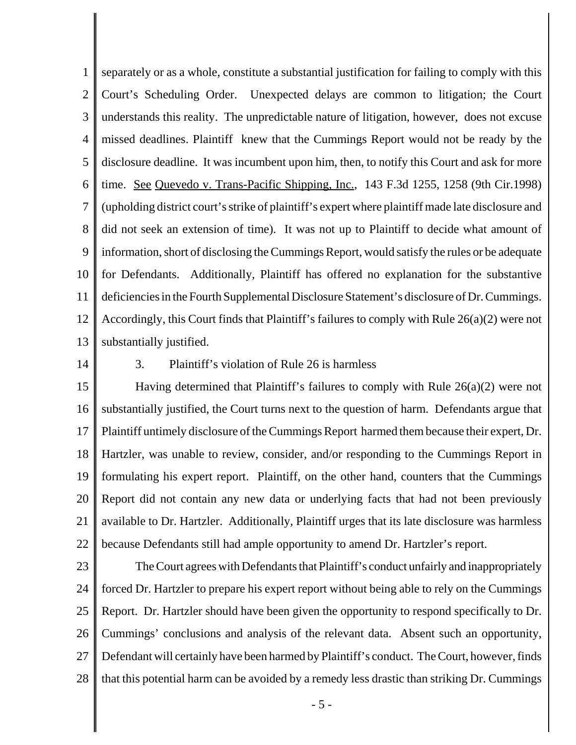separately or as a whole, constitute a substantial justification for failing to comply with this Court's Scheduling Order. Unexpected delays are common to litigation; the Court understands this reality. The unpredictable nature of litigation, however, does not excuse missed deadlines. Plaintiff knew that the Cummings Report would not be ready by the disclosure deadline. It was incumbent upon him, then, to notify this Court and ask for more time. See Quevedo v. Trans-Pacific Shipping, Inc., 143 F.3d 1255, 1258 (9th Cir.1998) (upholding district court's strike of plaintiff's expert where plaintiff made late disclosure and did not seek an extension of time). It was not up to Plaintiff to decide what amount of information, short of disclosing the Cummings Report, would satisfy the rules or be adequate for Defendants. Additionally, Plaintiff has offered no explanation for the substantive deficiencies in the Fourth Supplemental Disclosure Statement's disclosure of Dr. Cummings. Accordingly, this Court finds that Plaintiff's failures to comply with Rule 26(a)(2) were not substantially justified.

3. Plaintiff's violation of Rule 26 is harmless

Having determined that Plaintiff's failures to comply with Rule 26(a)(2) were not substantially justified, the Court turns next to the question of harm. Defendants argue that Plaintiff untimely disclosure of the Cummings Report harmed them because their expert, Dr. Hartzler, was unable to review, consider, and/or responding to the Cummings Report in formulating his expert report. Plaintiff, on the other hand, counters that the Cummings Report did not contain any new data or underlying facts that had not been previously available to Dr. Hartzler. Additionally, Plaintiff urges that its late disclosure was harmless because Defendants still had ample opportunity to amend Dr. Hartzler's report.

The Court agrees with Defendants that Plaintiff's conduct unfairly and inappropriately forced Dr. Hartzler to prepare his expert report without being able to rely on the Cummings Report. Dr. Hartzler should have been given the opportunity to respond specifically to Dr. Cummings' conclusions and analysis of the relevant data. Absent such an opportunity, Defendant will certainly have been harmed by Plaintiff's conduct. The Court, however, finds that this potential harm can be avoided by a remedy less drastic than striking Dr. Cummings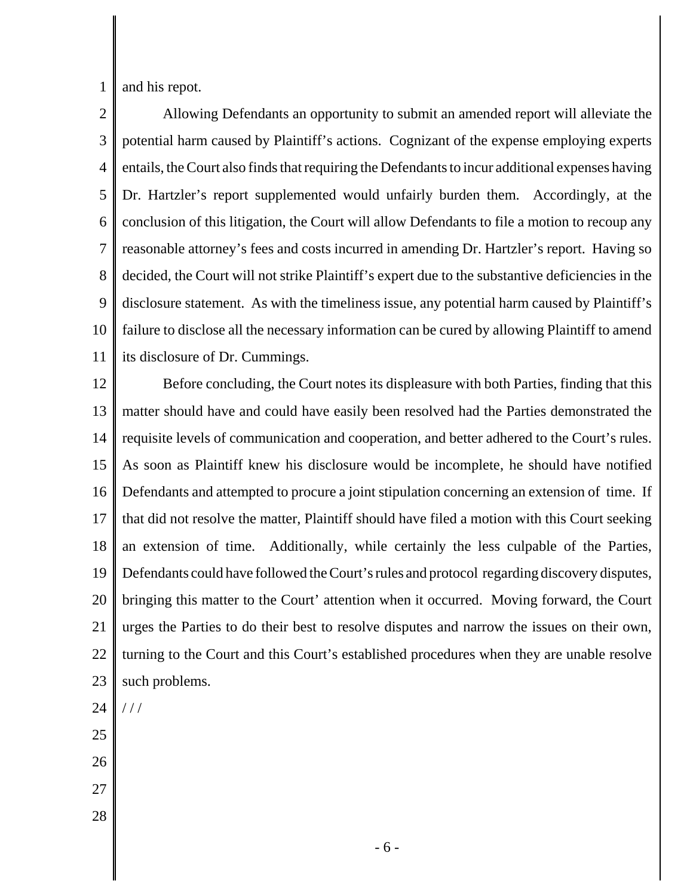and his repot.

Allowing Defendants an opportunity to submit an amended report will alleviate the potential harm caused by Plaintiff's actions. Cognizant of the expense employing experts entails, the Court also finds that requiring the Defendants to incur additional expenses having Dr. Hartzler's report supplemented would unfairly burden them. Accordingly, at the conclusion of this litigation, the Court will allow Defendants to file a motion to recoup any reasonable attorney's fees and costs incurred in amending Dr. Hartzler's report. Having so decided, the Court will not strike Plaintiff's expert due to the substantive deficiencies in the disclosure statement. As with the timeliness issue, any potential harm caused by Plaintiff's failure to disclose all the necessary information can be cured by allowing Plaintiff to amend its disclosure of Dr. Cummings.

Before concluding, the Court notes its displeasure with both Parties, finding that this matter should have and could have easily been resolved had the Parties demonstrated the requisite levels of communication and cooperation, and better adhered to the Court's rules. As soon as Plaintiff knew his disclosure would be incomplete, he should have notified Defendants and attempted to procure a joint stipulation concerning an extension of time. If that did not resolve the matter, Plaintiff should have filed a motion with this Court seeking an extension of time. Additionally, while certainly the less culpable of the Parties, Defendants could have followed the Court's rules and protocol regarding discovery disputes, bringing this matter to the Court' attention when it occurred. Moving forward, the Court urges the Parties to do their best to resolve disputes and narrow the issues on their own, turning to the Court and this Court's established procedures when they are unable resolve such problems.

/ / /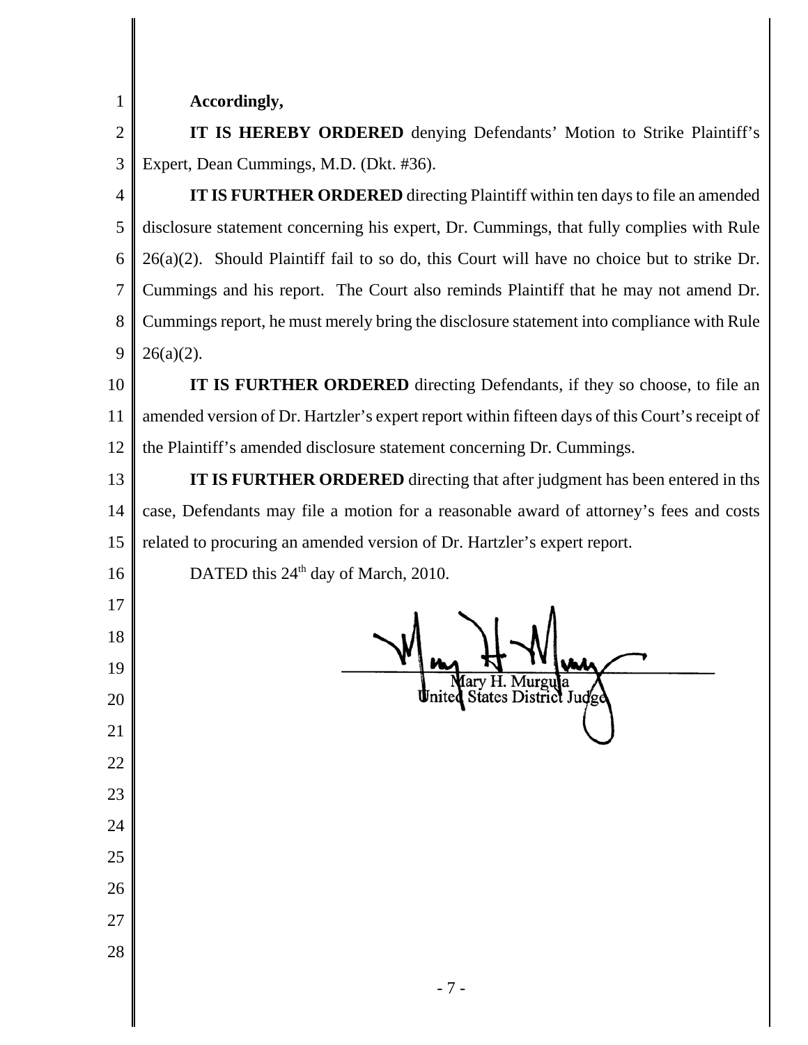**Accordingly,**

**IT IS HEREBY ORDERED** denying Defendants' Motion to Strike Plaintiff's Expert, Dean Cummings, M.D. (Dkt. #36).

**IT IS FURTHER ORDERED** directing Plaintiff within ten days to file an amended disclosure statement concerning his expert, Dr. Cummings, that fully complies with Rule 26(a)(2). Should Plaintiff fail to so do, this Court will have no choice but to strike Dr. Cummings and his report. The Court also reminds Plaintiff that he may not amend Dr. Cummings report, he must merely bring the disclosure statement into compliance with Rule 26(a)(2).

**IT IS FURTHER ORDERED** directing Defendants, if they so choose, to file an amended version of Dr. Hartzler's expert report within fifteen days of this Court's receipt of the Plaintiff's amended disclosure statement concerning Dr. Cummings.

**IT IS FURTHER ORDERED** directing that after judgment has been entered in ths case, Defendants may file a motion for a reasonable award of attorney's fees and costs related to procuring an amended version of Dr. Hartzler's expert report.

DATED this 24th day of March, 2010.

Mary H. Murguia
United States District Judge